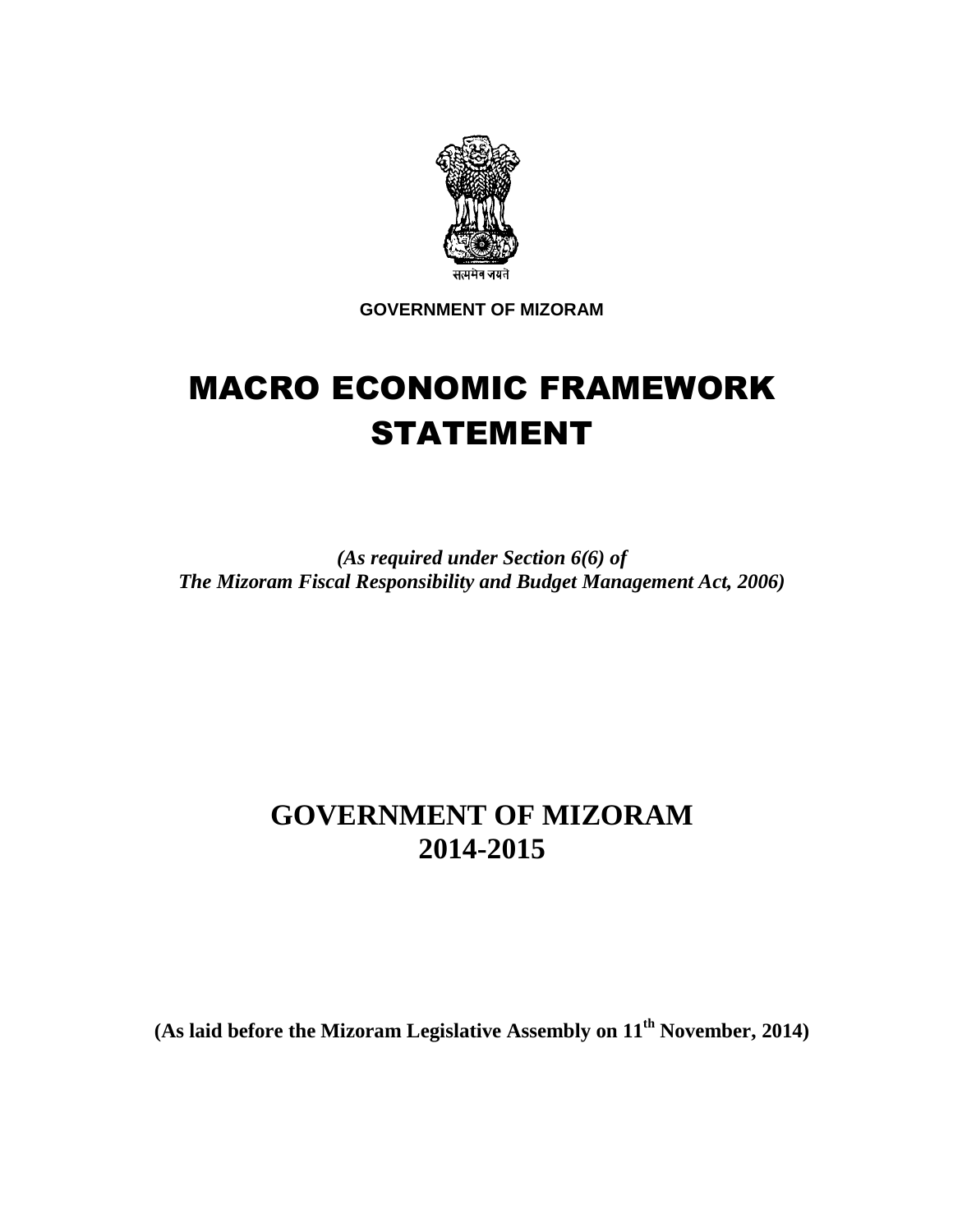सत्यमेव जयते

**GOVERNMENT OF MIZORAM**

# MACRO ECONOMIC FRAMEWORK STATEMENT

***(As required under Section 6(6) of The Mizoram Fiscal Responsibility and Budget Management Act, 2006)***

## GOVERNMENT OF MIZORAM 2014-2015

**(As laid before the Mizoram Legislative Assembly on 11th November, 2014)**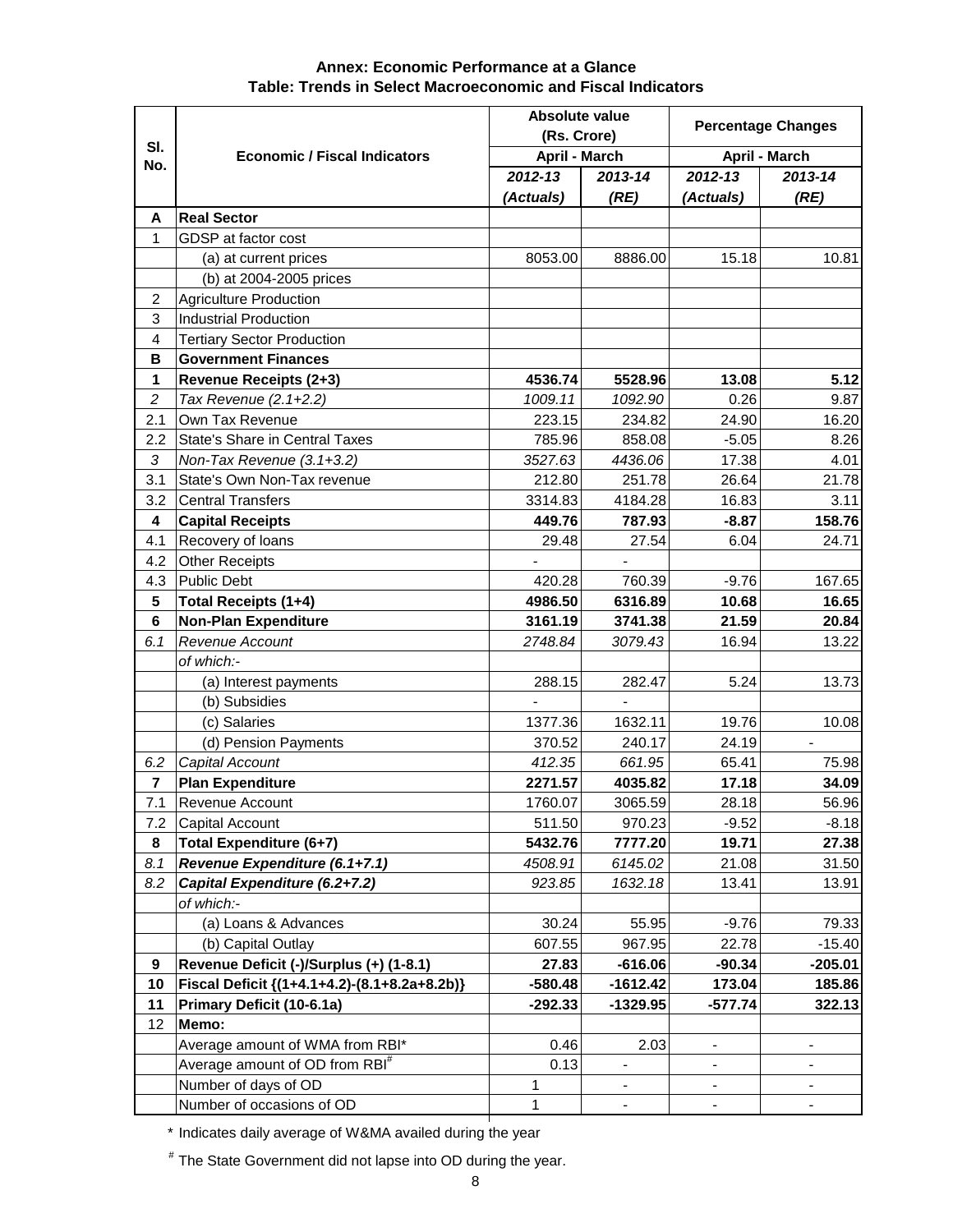# Annex: Economic Performance at a Glance

## Table: Trends in Select Macroeconomic and Fiscal Indicators

| Sl. No. | Economic / Fiscal Indicators | Absolute value (Rs. Crore) | | Percentage Changes | |
|---|---|---|---|---|---|
| | | April - March | | April - March | |
| | | 2012-13 (Actuals) | 2013-14 (RE) | 2012-13 (Actuals) | 2013-14 (RE) |
| **A** | **Real Sector** | | | | |
| 1 | GDSP at factor cost | | | | |
| | (a) at current prices | 8053.00 | 8886.00 | 15.18 | 10.81 |
| | (b) at 2004-2005 prices | | | | |
| 2 | Agriculture Production | | | | |
| 3 | Industrial Production | | | | |
| 4 | Tertiary Sector Production | | | | |
| **B** | **Government Finances** | | | | |
| **1** | **Revenue Receipts (2+3)** | **4536.74** | **5528.96** | **13.08** | **5.12** |
| *2* | *Tax Revenue (2.1+2.2)* | *1009.11* | *1092.90* | 0.26 | 9.87 |
| 2.1 | Own Tax Revenue | 223.15 | 234.82 | 24.90 | 16.20 |
| 2.2 | State's Share in Central Taxes | 785.96 | 858.08 | -5.05 | 8.26 |
| *3* | *Non-Tax Revenue (3.1+3.2)* | *3527.63* | *4436.06* | 17.38 | 4.01 |
| 3.1 | State's Own Non-Tax revenue | 212.80 | 251.78 | 26.64 | 21.78 |
| 3.2 | Central Transfers | 3314.83 | 4184.28 | 16.83 | 3.11 |
| **4** | **Capital Receipts** | **449.76** | **787.93** | **-8.87** | **158.76** |
| 4.1 | Recovery of loans | 29.48 | 27.54 | 6.04 | 24.71 |
| 4.2 | Other Receipts | - | - | | |
| 4.3 | Public Debt | 420.28 | 760.39 | -9.76 | 167.65 |
| **5** | **Total Receipts (1+4)** | **4986.50** | **6316.89** | **10.68** | **16.65** |
| **6** | **Non-Plan Expenditure** | **3161.19** | **3741.38** | **21.59** | **20.84** |
| *6.1* | *Revenue Account* | *2748.84* | *3079.43* | 16.94 | 13.22 |
| | *of which:-* | | | | |
| | (a) Interest payments | 288.15 | 282.47 | 5.24 | 13.73 |
| | (b) Subsidies | - | - | | |
| | (c) Salaries | 1377.36 | 1632.11 | 19.76 | 10.08 |
| | (d) Pension Payments | 370.52 | 240.17 | 24.19 | - |
| *6.2* | *Capital Account* | *412.35* | *661.95* | 65.41 | 75.98 |
| **7** | **Plan Expenditure** | **2271.57** | **4035.82** | **17.18** | **34.09** |
| 7.1 | Revenue Account | 1760.07 | 3065.59 | 28.18 | 56.96 |
| 7.2 | Capital Account | 511.50 | 970.23 | -9.52 | -8.18 |
| **8** | **Total Expenditure (6+7)** | **5432.76** | **7777.20** | **19.71** | **27.38** |
| *8.1* | ***Revenue Expenditure (6.1+7.1)*** | *4508.91* | *6145.02* | 21.08 | 31.50 |
| *8.2* | ***Capital Expenditure (6.2+7.2)*** | *923.85* | *1632.18* | 13.41 | 13.91 |
| | *of which:-* | | | | |
| | (a) Loans & Advances | 30.24 | 55.95 | -9.76 | 79.33 |
| | (b) Capital Outlay | 607.55 | 967.95 | 22.78 | -15.40 |
| **9** | **Revenue Deficit (-)/Surplus (+) (1-8.1)** | **27.83** | **-616.06** | **-90.34** | **-205.01** |
| **10** | **Fiscal Deficit {(1+4.1+4.2)-(8.1+8.2a+8.2b)}** | **-580.48** | **-1612.42** | **173.04** | **185.86** |
| **11** | **Primary Deficit (10-6.1a)** | **-292.33** | **-1329.95** | **-577.74** | **322.13** |
| 12 | **Memo:** | | | | |
| | Average amount of WMA from RBI* | 0.46 | 2.03 | - | - |
| | Average amount of OD from RBI[#] | 0.13 | - | - | - |
| | Number of days of OD | 1 | - | - | - |
| | Number of occasions of OD | 1 | - | - | - |

\* Indicates daily average of W&MA availed during the year

[#] The State Government did not lapse into OD during the year.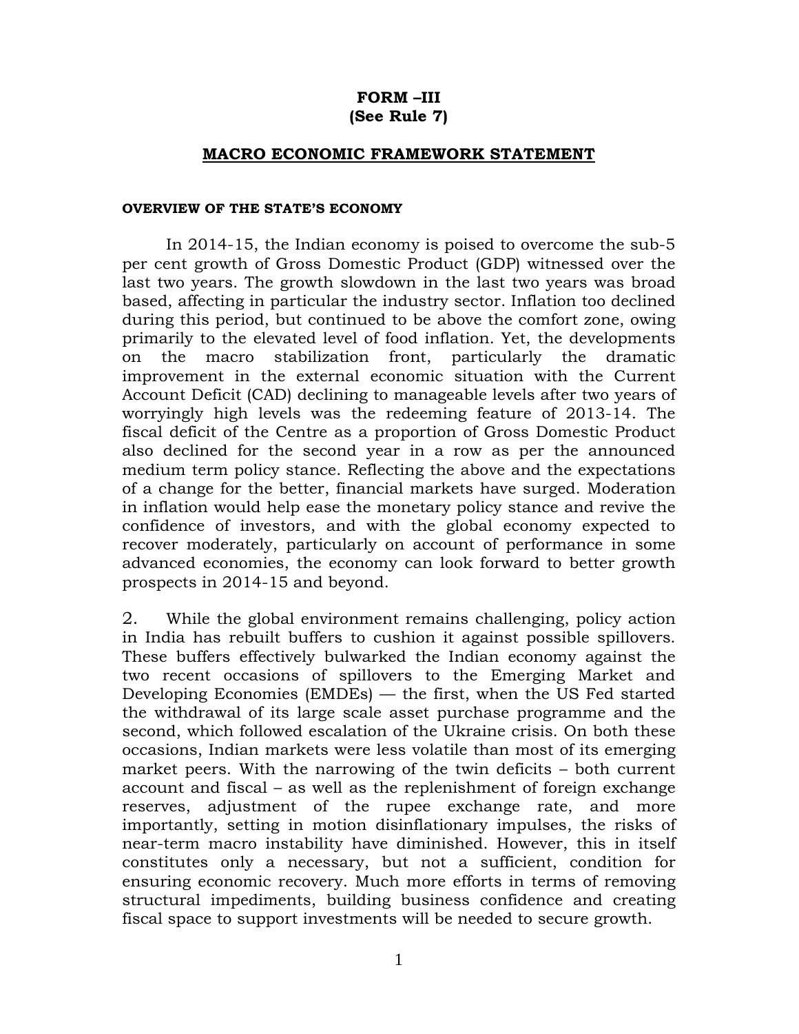**FORM –III**
**(See Rule 7)**

## MACRO ECONOMIC FRAMEWORK STATEMENT

**OVERVIEW OF THE STATE'S ECONOMY**

In 2014-15, the Indian economy is poised to overcome the sub-5 per cent growth of Gross Domestic Product (GDP) witnessed over the last two years. The growth slowdown in the last two years was broad based, affecting in particular the industry sector. Inflation too declined during this period, but continued to be above the comfort zone, owing primarily to the elevated level of food inflation. Yet, the developments on the macro stabilization front, particularly the dramatic improvement in the external economic situation with the Current Account Deficit (CAD) declining to manageable levels after two years of worryingly high levels was the redeeming feature of 2013-14. The fiscal deficit of the Centre as a proportion of Gross Domestic Product also declined for the second year in a row as per the announced medium term policy stance. Reflecting the above and the expectations of a change for the better, financial markets have surged. Moderation in inflation would help ease the monetary policy stance and revive the confidence of investors, and with the global economy expected to recover moderately, particularly on account of performance in some advanced economies, the economy can look forward to better growth prospects in 2014-15 and beyond.

2. While the global environment remains challenging, policy action in India has rebuilt buffers to cushion it against possible spillovers. These buffers effectively bulwarked the Indian economy against the two recent occasions of spillovers to the Emerging Market and Developing Economies (EMDEs) — the first, when the US Fed started the withdrawal of its large scale asset purchase programme and the second, which followed escalation of the Ukraine crisis. On both these occasions, Indian markets were less volatile than most of its emerging market peers. With the narrowing of the twin deficits – both current account and fiscal – as well as the replenishment of foreign exchange reserves, adjustment of the rupee exchange rate, and more importantly, setting in motion disinflationary impulses, the risks of near-term macro instability have diminished. However, this in itself constitutes only a necessary, but not a sufficient, condition for ensuring economic recovery. Much more efforts in terms of removing structural impediments, building business confidence and creating fiscal space to support investments will be needed to secure growth.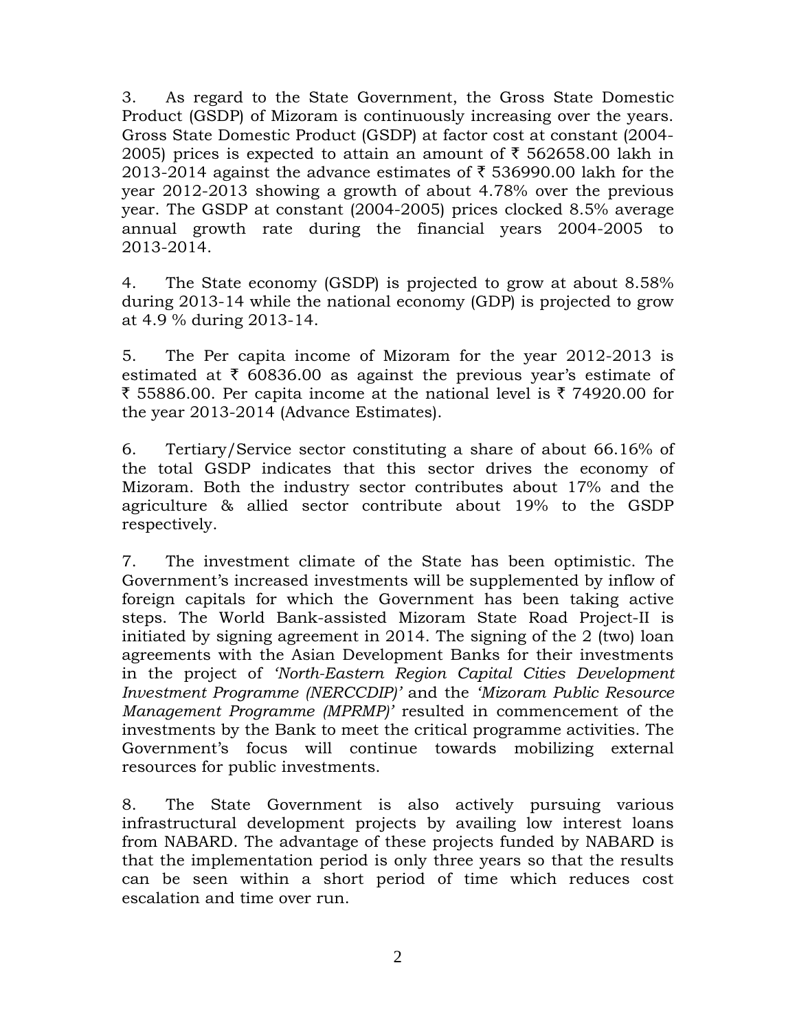3. As regard to the State Government, the Gross State Domestic Product (GSDP) of Mizoram is continuously increasing over the years. Gross State Domestic Product (GSDP) at factor cost at constant (2004-2005) prices is expected to attain an amount of ₹ 562658.00 lakh in 2013-2014 against the advance estimates of ₹ 536990.00 lakh for the year 2012-2013 showing a growth of about 4.78% over the previous year. The GSDP at constant (2004-2005) prices clocked 8.5% average annual growth rate during the financial years 2004-2005 to 2013-2014.

4. The State economy (GSDP) is projected to grow at about 8.58% during 2013-14 while the national economy (GDP) is projected to grow at 4.9 % during 2013-14.

5. The Per capita income of Mizoram for the year 2012-2013 is estimated at ₹ 60836.00 as against the previous year's estimate of ₹ 55886.00. Per capita income at the national level is ₹ 74920.00 for the year 2013-2014 (Advance Estimates).

6. Tertiary/Service sector constituting a share of about 66.16% of the total GSDP indicates that this sector drives the economy of Mizoram. Both the industry sector contributes about 17% and the agriculture & allied sector contribute about 19% to the GSDP respectively.

7. The investment climate of the State has been optimistic. The Government's increased investments will be supplemented by inflow of foreign capitals for which the Government has been taking active steps. The World Bank-assisted Mizoram State Road Project-II is initiated by signing agreement in 2014. The signing of the 2 (two) loan agreements with the Asian Development Banks for their investments in the project of *'North-Eastern Region Capital Cities Development Investment Programme (NERCCDIP)'* and the *'Mizoram Public Resource Management Programme (MPRMP)'* resulted in commencement of the investments by the Bank to meet the critical programme activities. The Government's focus will continue towards mobilizing external resources for public investments.

8. The State Government is also actively pursuing various infrastructural development projects by availing low interest loans from NABARD. The advantage of these projects funded by NABARD is that the implementation period is only three years so that the results can be seen within a short period of time which reduces cost escalation and time over run.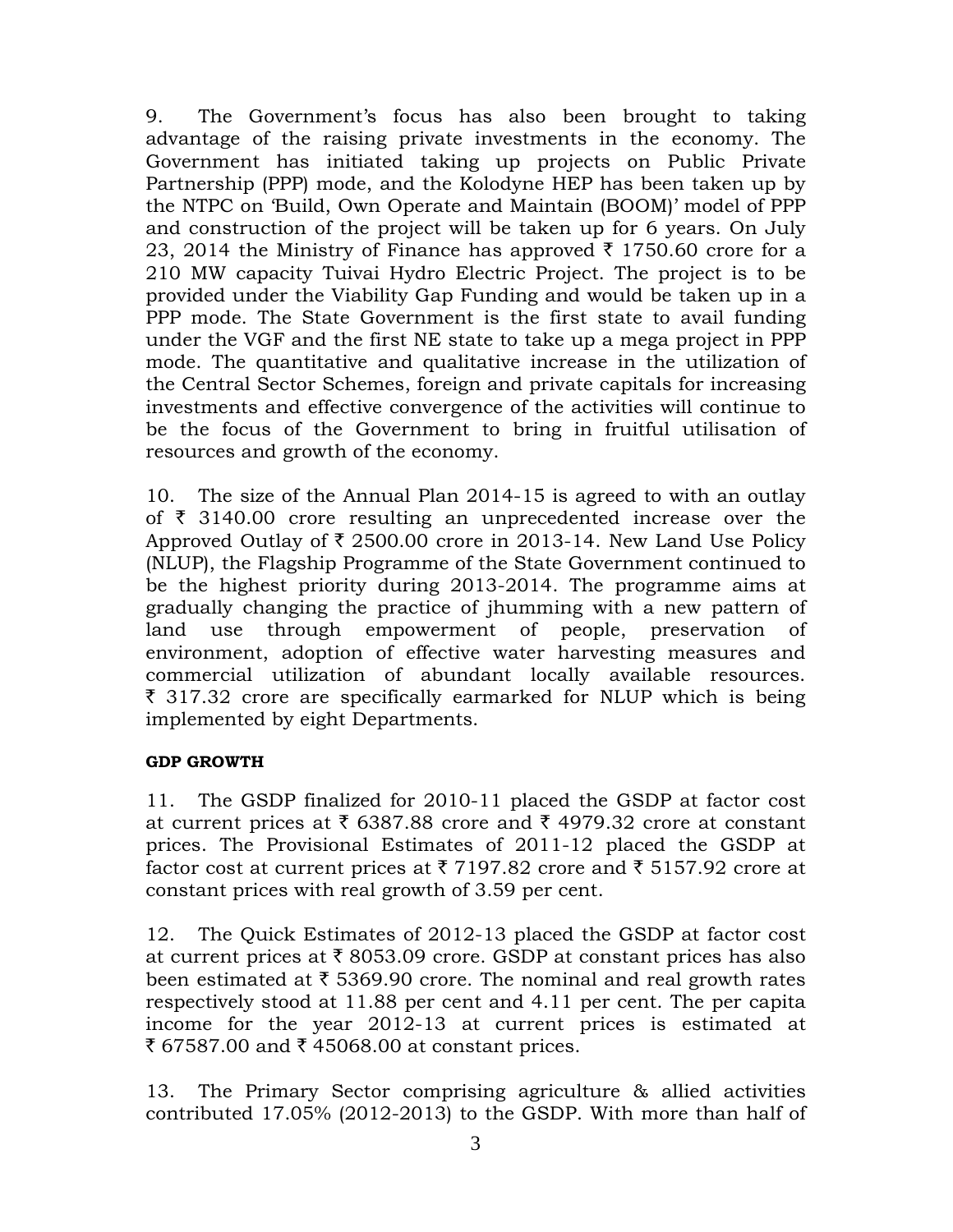9. The Government's focus has also been brought to taking advantage of the raising private investments in the economy. The Government has initiated taking up projects on Public Private Partnership (PPP) mode, and the Kolodyne HEP has been taken up by the NTPC on 'Build, Own Operate and Maintain (BOOM)' model of PPP and construction of the project will be taken up for 6 years. On July 23, 2014 the Ministry of Finance has approved ₹ 1750.60 crore for a 210 MW capacity Tuivai Hydro Electric Project. The project is to be provided under the Viability Gap Funding and would be taken up in a PPP mode. The State Government is the first state to avail funding under the VGF and the first NE state to take up a mega project in PPP mode. The quantitative and qualitative increase in the utilization of the Central Sector Schemes, foreign and private capitals for increasing investments and effective convergence of the activities will continue to be the focus of the Government to bring in fruitful utilisation of resources and growth of the economy.

10. The size of the Annual Plan 2014-15 is agreed to with an outlay of ₹ 3140.00 crore resulting an unprecedented increase over the Approved Outlay of ₹ 2500.00 crore in 2013-14. New Land Use Policy (NLUP), the Flagship Programme of the State Government continued to be the highest priority during 2013-2014. The programme aims at gradually changing the practice of jhumming with a new pattern of land use through empowerment of people, preservation of environment, adoption of effective water harvesting measures and commercial utilization of abundant locally available resources. ₹ 317.32 crore are specifically earmarked for NLUP which is being implemented by eight Departments.

**GDP GROWTH**

11. The GSDP finalized for 2010-11 placed the GSDP at factor cost at current prices at ₹ 6387.88 crore and ₹ 4979.32 crore at constant prices. The Provisional Estimates of 2011-12 placed the GSDP at factor cost at current prices at ₹ 7197.82 crore and ₹ 5157.92 crore at constant prices with real growth of 3.59 per cent.

12. The Quick Estimates of 2012-13 placed the GSDP at factor cost at current prices at ₹ 8053.09 crore. GSDP at constant prices has also been estimated at ₹ 5369.90 crore. The nominal and real growth rates respectively stood at 11.88 per cent and 4.11 per cent. The per capita income for the year 2012-13 at current prices is estimated at ₹ 67587.00 and ₹ 45068.00 at constant prices.

13. The Primary Sector comprising agriculture & allied activities contributed 17.05% (2012-2013) to the GSDP. With more than half of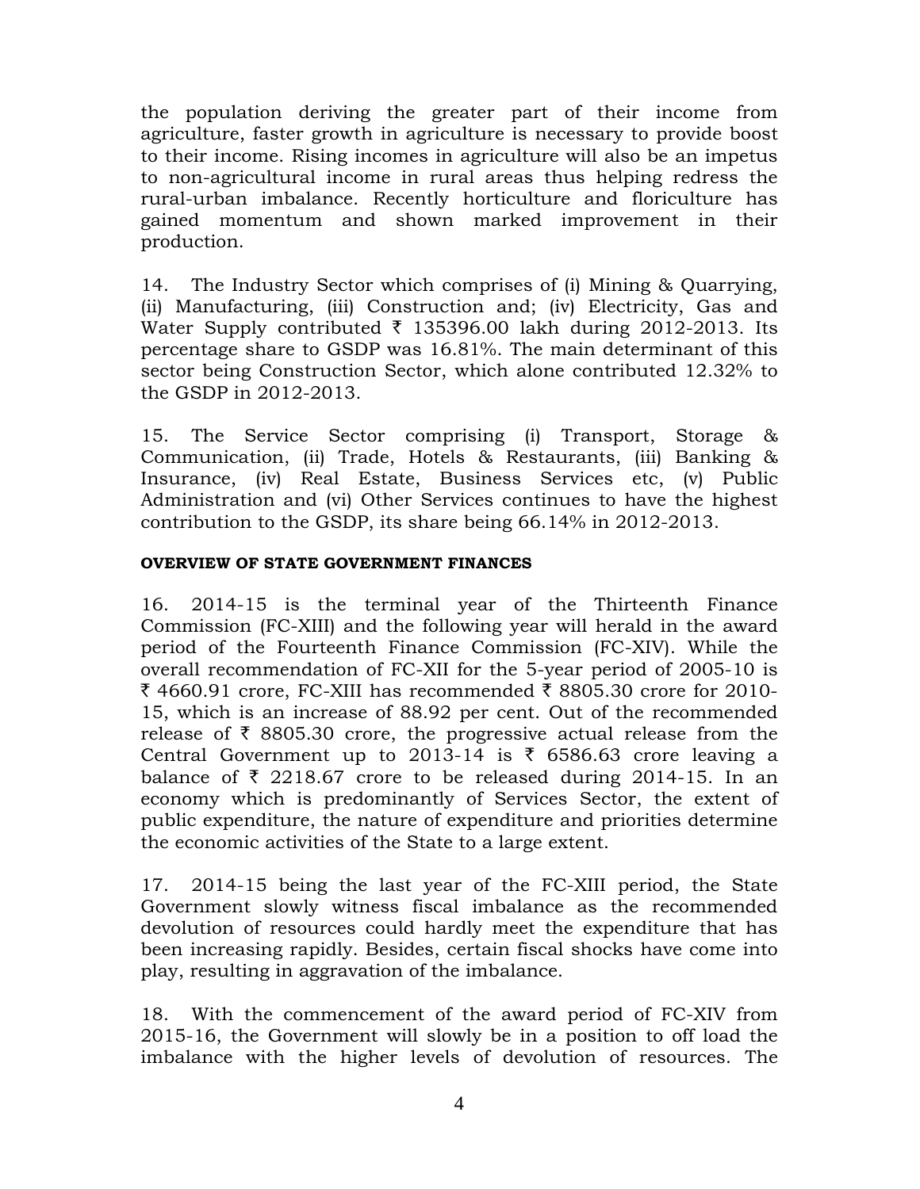the population deriving the greater part of their income from agriculture, faster growth in agriculture is necessary to provide boost to their income. Rising incomes in agriculture will also be an impetus to non-agricultural income in rural areas thus helping redress the rural-urban imbalance. Recently horticulture and floriculture has gained momentum and shown marked improvement in their production.

14. The Industry Sector which comprises of (i) Mining & Quarrying, (ii) Manufacturing, (iii) Construction and; (iv) Electricity, Gas and Water Supply contributed ₹ 135396.00 lakh during 2012-2013. Its percentage share to GSDP was 16.81%. The main determinant of this sector being Construction Sector, which alone contributed 12.32% to the GSDP in 2012-2013.

15. The Service Sector comprising (i) Transport, Storage & Communication, (ii) Trade, Hotels & Restaurants, (iii) Banking & Insurance, (iv) Real Estate, Business Services etc, (v) Public Administration and (vi) Other Services continues to have the highest contribution to the GSDP, its share being 66.14% in 2012-2013.

**OVERVIEW OF STATE GOVERNMENT FINANCES**

16. 2014-15 is the terminal year of the Thirteenth Finance Commission (FC-XIII) and the following year will herald in the award period of the Fourteenth Finance Commission (FC-XIV). While the overall recommendation of FC-XII for the 5-year period of 2005-10 is ₹ 4660.91 crore, FC-XIII has recommended ₹ 8805.30 crore for 2010-15, which is an increase of 88.92 per cent. Out of the recommended release of ₹ 8805.30 crore, the progressive actual release from the Central Government up to 2013-14 is ₹ 6586.63 crore leaving a balance of ₹ 2218.67 crore to be released during 2014-15. In an economy which is predominantly of Services Sector, the extent of public expenditure, the nature of expenditure and priorities determine the economic activities of the State to a large extent.

17. 2014-15 being the last year of the FC-XIII period, the State Government slowly witness fiscal imbalance as the recommended devolution of resources could hardly meet the expenditure that has been increasing rapidly. Besides, certain fiscal shocks have come into play, resulting in aggravation of the imbalance.

18. With the commencement of the award period of FC-XIV from 2015-16, the Government will slowly be in a position to off load the imbalance with the higher levels of devolution of resources. The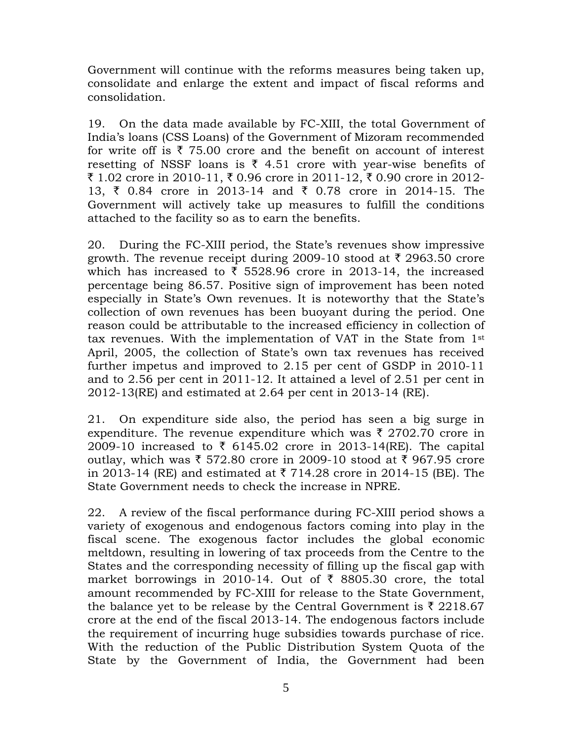Government will continue with the reforms measures being taken up, consolidate and enlarge the extent and impact of fiscal reforms and consolidation.

19. On the data made available by FC-XIII, the total Government of India's loans (CSS Loans) of the Government of Mizoram recommended for write off is ₹ 75.00 crore and the benefit on account of interest resetting of NSSF loans is ₹ 4.51 crore with year-wise benefits of ₹ 1.02 crore in 2010-11, ₹ 0.96 crore in 2011-12, ₹ 0.90 crore in 2012-13, ₹ 0.84 crore in 2013-14 and ₹ 0.78 crore in 2014-15. The Government will actively take up measures to fulfill the conditions attached to the facility so as to earn the benefits.

20. During the FC-XIII period, the State's revenues show impressive growth. The revenue receipt during 2009-10 stood at ₹ 2963.50 crore which has increased to ₹ 5528.96 crore in 2013-14, the increased percentage being 86.57. Positive sign of improvement has been noted especially in State's Own revenues. It is noteworthy that the State's collection of own revenues has been buoyant during the period. One reason could be attributable to the increased efficiency in collection of tax revenues. With the implementation of VAT in the State from 1st April, 2005, the collection of State's own tax revenues has received further impetus and improved to 2.15 per cent of GSDP in 2010-11 and to 2.56 per cent in 2011-12. It attained a level of 2.51 per cent in 2012-13(RE) and estimated at 2.64 per cent in 2013-14 (RE).

21. On expenditure side also, the period has seen a big surge in expenditure. The revenue expenditure which was ₹ 2702.70 crore in 2009-10 increased to ₹ 6145.02 crore in 2013-14(RE). The capital outlay, which was ₹ 572.80 crore in 2009-10 stood at ₹ 967.95 crore in 2013-14 (RE) and estimated at ₹ 714.28 crore in 2014-15 (BE). The State Government needs to check the increase in NPRE.

22. A review of the fiscal performance during FC-XIII period shows a variety of exogenous and endogenous factors coming into play in the fiscal scene. The exogenous factor includes the global economic meltdown, resulting in lowering of tax proceeds from the Centre to the States and the corresponding necessity of filling up the fiscal gap with market borrowings in 2010-14. Out of ₹ 8805.30 crore, the total amount recommended by FC-XIII for release to the State Government, the balance yet to be release by the Central Government is ₹ 2218.67 crore at the end of the fiscal 2013-14. The endogenous factors include the requirement of incurring huge subsidies towards purchase of rice. With the reduction of the Public Distribution System Quota of the State by the Government of India, the Government had been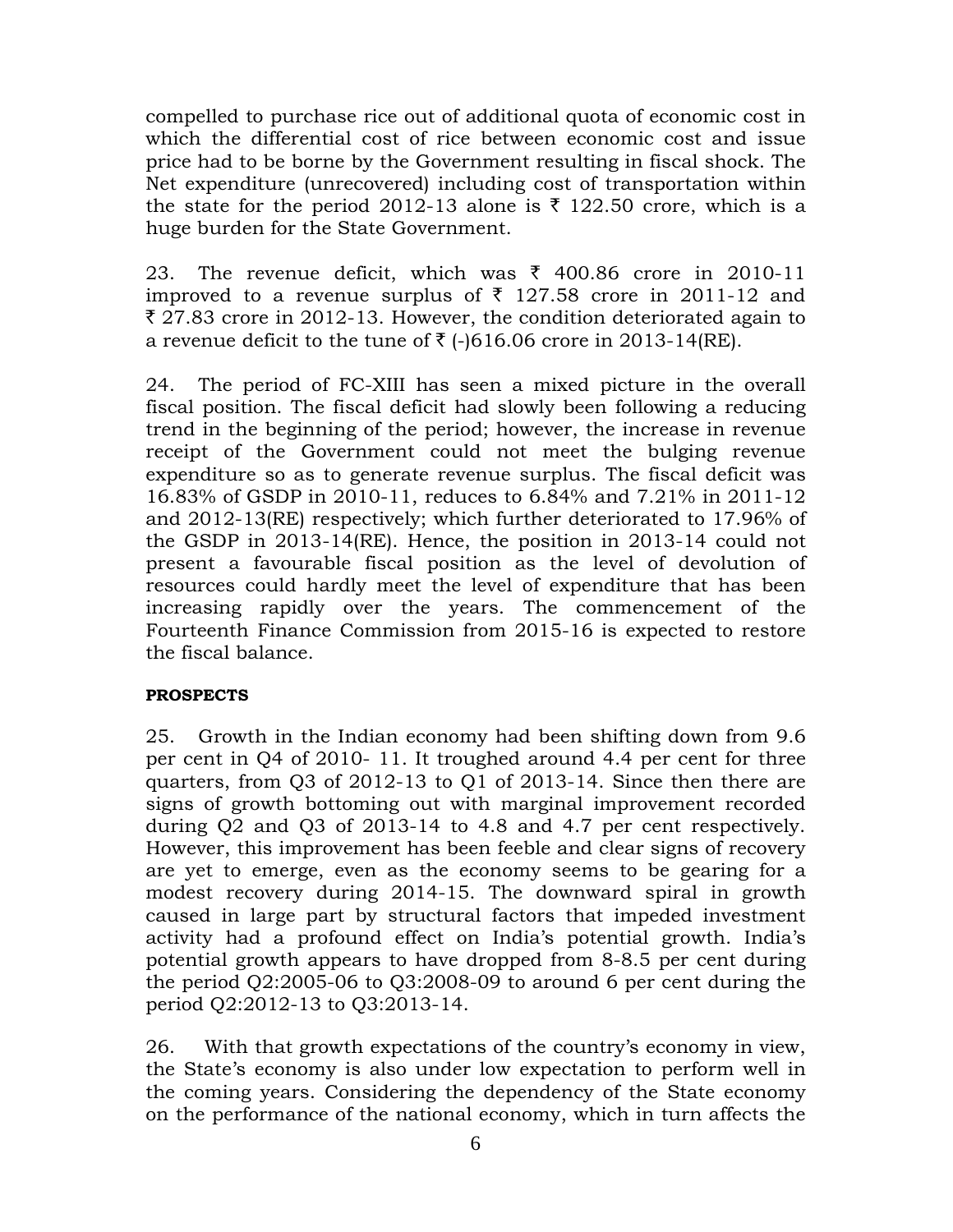compelled to purchase rice out of additional quota of economic cost in which the differential cost of rice between economic cost and issue price had to be borne by the Government resulting in fiscal shock. The Net expenditure (unrecovered) including cost of transportation within the state for the period 2012-13 alone is ₹ 122.50 crore, which is a huge burden for the State Government.

23. The revenue deficit, which was ₹ 400.86 crore in 2010-11 improved to a revenue surplus of ₹ 127.58 crore in 2011-12 and ₹ 27.83 crore in 2012-13. However, the condition deteriorated again to a revenue deficit to the tune of ₹ (-)616.06 crore in 2013-14(RE).

24. The period of FC-XIII has seen a mixed picture in the overall fiscal position. The fiscal deficit had slowly been following a reducing trend in the beginning of the period; however, the increase in revenue receipt of the Government could not meet the bulging revenue expenditure so as to generate revenue surplus. The fiscal deficit was 16.83% of GSDP in 2010-11, reduces to 6.84% and 7.21% in 2011-12 and 2012-13(RE) respectively; which further deteriorated to 17.96% of the GSDP in 2013-14(RE). Hence, the position in 2013-14 could not present a favourable fiscal position as the level of devolution of resources could hardly meet the level of expenditure that has been increasing rapidly over the years. The commencement of the Fourteenth Finance Commission from 2015-16 is expected to restore the fiscal balance.

**PROSPECTS**

25. Growth in the Indian economy had been shifting down from 9.6 per cent in Q4 of 2010- 11. It troughed around 4.4 per cent for three quarters, from Q3 of 2012-13 to Q1 of 2013-14. Since then there are signs of growth bottoming out with marginal improvement recorded during Q2 and Q3 of 2013-14 to 4.8 and 4.7 per cent respectively. However, this improvement has been feeble and clear signs of recovery are yet to emerge, even as the economy seems to be gearing for a modest recovery during 2014-15. The downward spiral in growth caused in large part by structural factors that impeded investment activity had a profound effect on India's potential growth. India's potential growth appears to have dropped from 8-8.5 per cent during the period Q2:2005-06 to Q3:2008-09 to around 6 per cent during the period Q2:2012-13 to Q3:2013-14.

26. With that growth expectations of the country's economy in view, the State's economy is also under low expectation to perform well in the coming years. Considering the dependency of the State economy on the performance of the national economy, which in turn affects the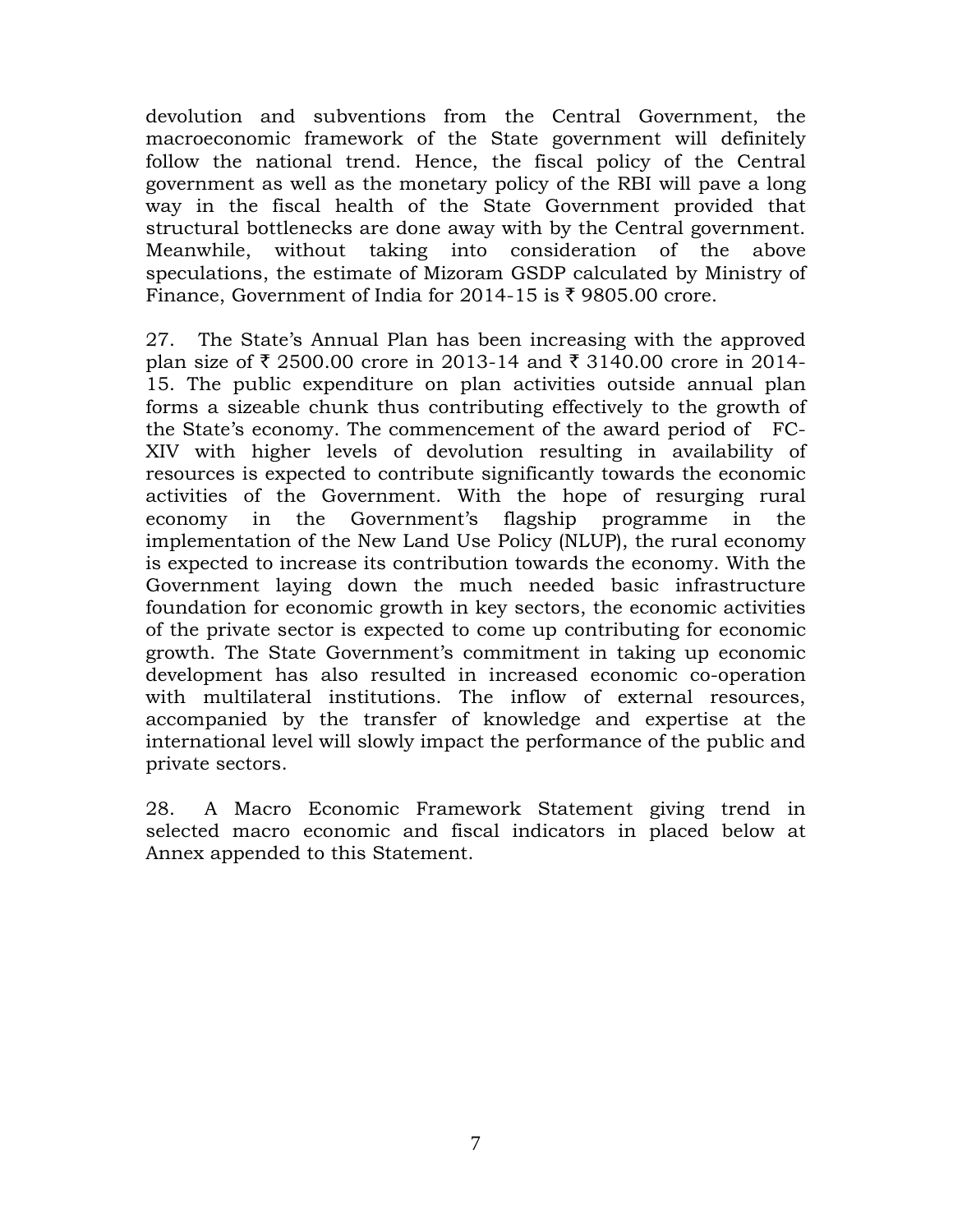devolution and subventions from the Central Government, the macroeconomic framework of the State government will definitely follow the national trend. Hence, the fiscal policy of the Central government as well as the monetary policy of the RBI will pave a long way in the fiscal health of the State Government provided that structural bottlenecks are done away with by the Central government. Meanwhile, without taking into consideration of the above speculations, the estimate of Mizoram GSDP calculated by Ministry of Finance, Government of India for 2014-15 is ₹ 9805.00 crore.

27. The State's Annual Plan has been increasing with the approved plan size of ₹ 2500.00 crore in 2013-14 and ₹ 3140.00 crore in 2014-15. The public expenditure on plan activities outside annual plan forms a sizeable chunk thus contributing effectively to the growth of the State's economy. The commencement of the award period of FC-XIV with higher levels of devolution resulting in availability of resources is expected to contribute significantly towards the economic activities of the Government. With the hope of resurging rural economy in the Government's flagship programme in the implementation of the New Land Use Policy (NLUP), the rural economy is expected to increase its contribution towards the economy. With the Government laying down the much needed basic infrastructure foundation for economic growth in key sectors, the economic activities of the private sector is expected to come up contributing for economic growth. The State Government's commitment in taking up economic development has also resulted in increased economic co-operation with multilateral institutions. The inflow of external resources, accompanied by the transfer of knowledge and expertise at the international level will slowly impact the performance of the public and private sectors.

28. A Macro Economic Framework Statement giving trend in selected macro economic and fiscal indicators in placed below at Annex appended to this Statement.